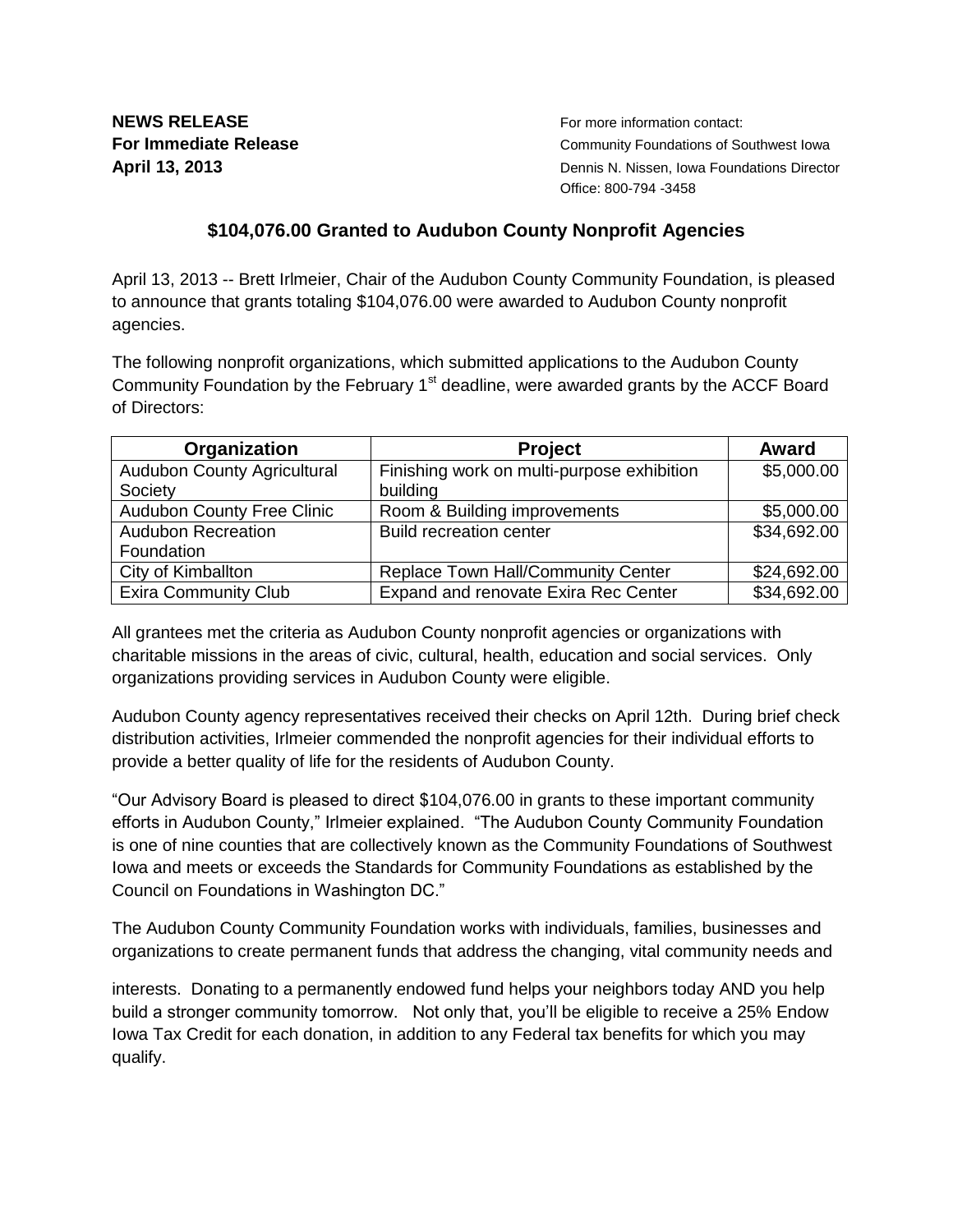**NEWS RELEASE**
**For Immediate Release**
**April 13, 2013**

For more information contact:
Community Foundations of Southwest Iowa
Dennis N. Nissen, Iowa Foundations Director
Office: 800-794 -3458

## $104,076.00 Granted to Audubon County Nonprofit Agencies

April 13, 2013 -- Brett Irlmeier, Chair of the Audubon County Community Foundation, is pleased to announce that grants totaling $104,076.00 were awarded to Audubon County nonprofit agencies.

The following nonprofit organizations, which submitted applications to the Audubon County Community Foundation by the February 1st deadline, were awarded grants by the ACCF Board of Directors:

| Organization | Project | Award |
|---|---|---|
| Audubon County Agricultural Society | Finishing work on multi-purpose exhibition building | $5,000.00 |
| Audubon County Free Clinic | Room & Building improvements | $5,000.00 |
| Audubon Recreation Foundation | Build recreation center | $34,692.00 |
| City of Kimballton | Replace Town Hall/Community Center | $24,692.00 |
| Exira Community Club | Expand and renovate Exira Rec Center | $34,692.00 |

All grantees met the criteria as Audubon County nonprofit agencies or organizations with charitable missions in the areas of civic, cultural, health, education and social services. Only organizations providing services in Audubon County were eligible.

Audubon County agency representatives received their checks on April 12th. During brief check distribution activities, Irlmeier commended the nonprofit agencies for their individual efforts to provide a better quality of life for the residents of Audubon County.

"Our Advisory Board is pleased to direct $104,076.00 in grants to these important community efforts in Audubon County," Irlmeier explained. "The Audubon County Community Foundation is one of nine counties that are collectively known as the Community Foundations of Southwest Iowa and meets or exceeds the Standards for Community Foundations as established by the Council on Foundations in Washington DC."

The Audubon County Community Foundation works with individuals, families, businesses and organizations to create permanent funds that address the changing, vital community needs and interests. Donating to a permanently endowed fund helps your neighbors today AND you help build a stronger community tomorrow. Not only that, you'll be eligible to receive a 25% Endow Iowa Tax Credit for each donation, in addition to any Federal tax benefits for which you may qualify.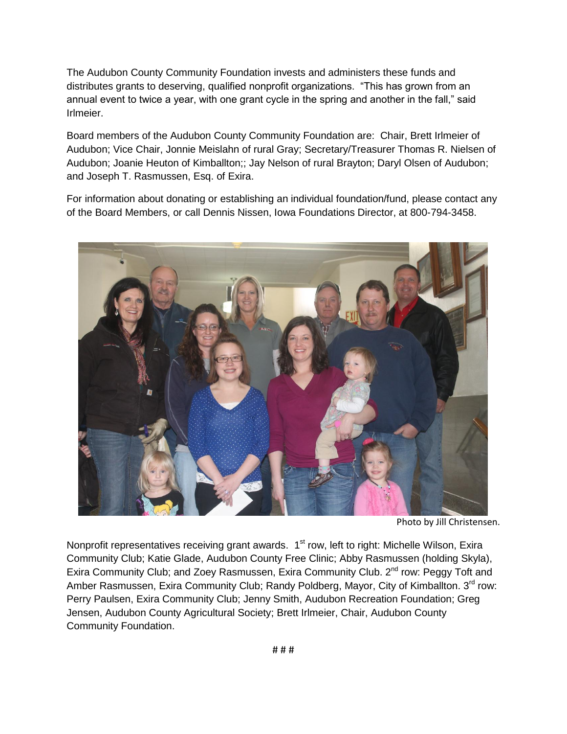The Audubon County Community Foundation invests and administers these funds and distributes grants to deserving, qualified nonprofit organizations. "This has grown from an annual event to twice a year, with one grant cycle in the spring and another in the fall," said Irlmeier.

Board members of the Audubon County Community Foundation are: Chair, Brett Irlmeier of Audubon; Vice Chair, Jonnie Meislahn of rural Gray; Secretary/Treasurer Thomas R. Nielsen of Audubon; Joanie Heuton of Kimballton;; Jay Nelson of rural Brayton; Daryl Olsen of Audubon; and Joseph T. Rasmussen, Esq. of Exira.

For information about donating or establishing an individual foundation/fund, please contact any of the Board Members, or call Dennis Nissen, Iowa Foundations Director, at 800-794-3458.

Photo by Jill Christensen.

Nonprofit representatives receiving grant awards. 1st row, left to right: Michelle Wilson, Exira Community Club; Katie Glade, Audubon County Free Clinic; Abby Rasmussen (holding Skyla), Exira Community Club; and Zoey Rasmussen, Exira Community Club. 2nd row: Peggy Toft and Amber Rasmussen, Exira Community Club; Randy Poldberg, Mayor, City of Kimballton. 3rd row: Perry Paulsen, Exira Community Club; Jenny Smith, Audubon Recreation Foundation; Greg Jensen, Audubon County Agricultural Society; Brett Irlmeier, Chair, Audubon County Community Foundation.

# # #